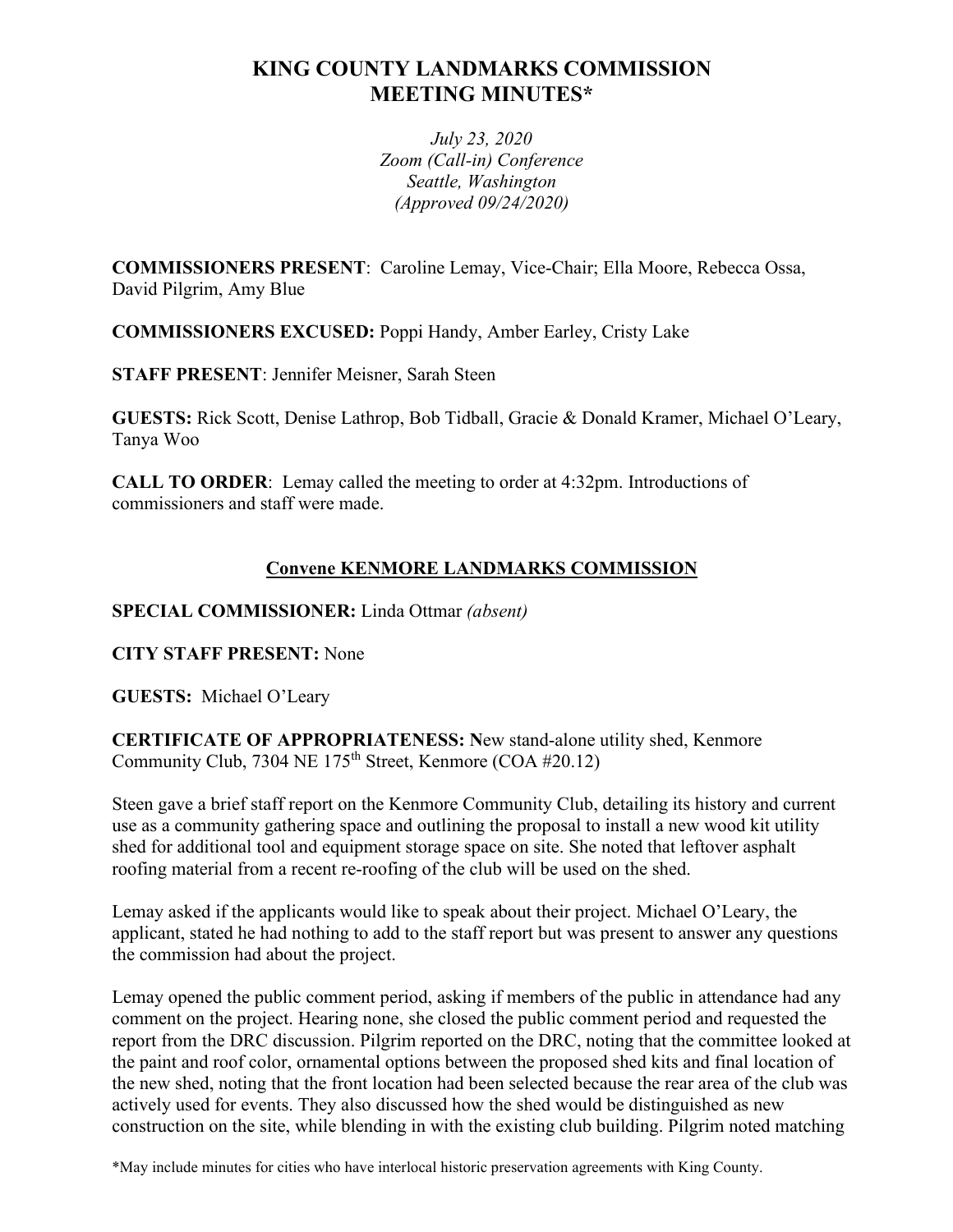# KING COUNTY LANDMARKS COMMISSION MEETING MINUTES*

*July 23, 2020*
*Zoom (Call-in) Conference*
*Seattle, Washington*
*(Approved 09/24/2020)*

**COMMISSIONERS PRESENT**: Caroline Lemay, Vice-Chair; Ella Moore, Rebecca Ossa, David Pilgrim, Amy Blue

**COMMISSIONERS EXCUSED:** Poppi Handy, Amber Earley, Cristy Lake

**STAFF PRESENT**: Jennifer Meisner, Sarah Steen

**GUESTS:** Rick Scott, Denise Lathrop, Bob Tidball, Gracie & Donald Kramer, Michael O'Leary, Tanya Woo

**CALL TO ORDER**: Lemay called the meeting to order at 4:32pm. Introductions of commissioners and staff were made.

## Convene KENMORE LANDMARKS COMMISSION

**SPECIAL COMMISSIONER:** Linda Ottmar *(absent)*

**CITY STAFF PRESENT:** None

**GUESTS:** Michael O'Leary

**CERTIFICATE OF APPROPRIATENESS: N**ew stand-alone utility shed, Kenmore Community Club, 7304 NE 175th Street, Kenmore (COA #20.12)

Steen gave a brief staff report on the Kenmore Community Club, detailing its history and current use as a community gathering space and outlining the proposal to install a new wood kit utility shed for additional tool and equipment storage space on site. She noted that leftover asphalt roofing material from a recent re-roofing of the club will be used on the shed.

Lemay asked if the applicants would like to speak about their project. Michael O'Leary, the applicant, stated he had nothing to add to the staff report but was present to answer any questions the commission had about the project.

Lemay opened the public comment period, asking if members of the public in attendance had any comment on the project. Hearing none, she closed the public comment period and requested the report from the DRC discussion. Pilgrim reported on the DRC, noting that the committee looked at the paint and roof color, ornamental options between the proposed shed kits and final location of the new shed, noting that the front location had been selected because the rear area of the club was actively used for events. They also discussed how the shed would be distinguished as new construction on the site, while blending in with the existing club building. Pilgrim noted matching

*May include minutes for cities who have interlocal historic preservation agreements with King County.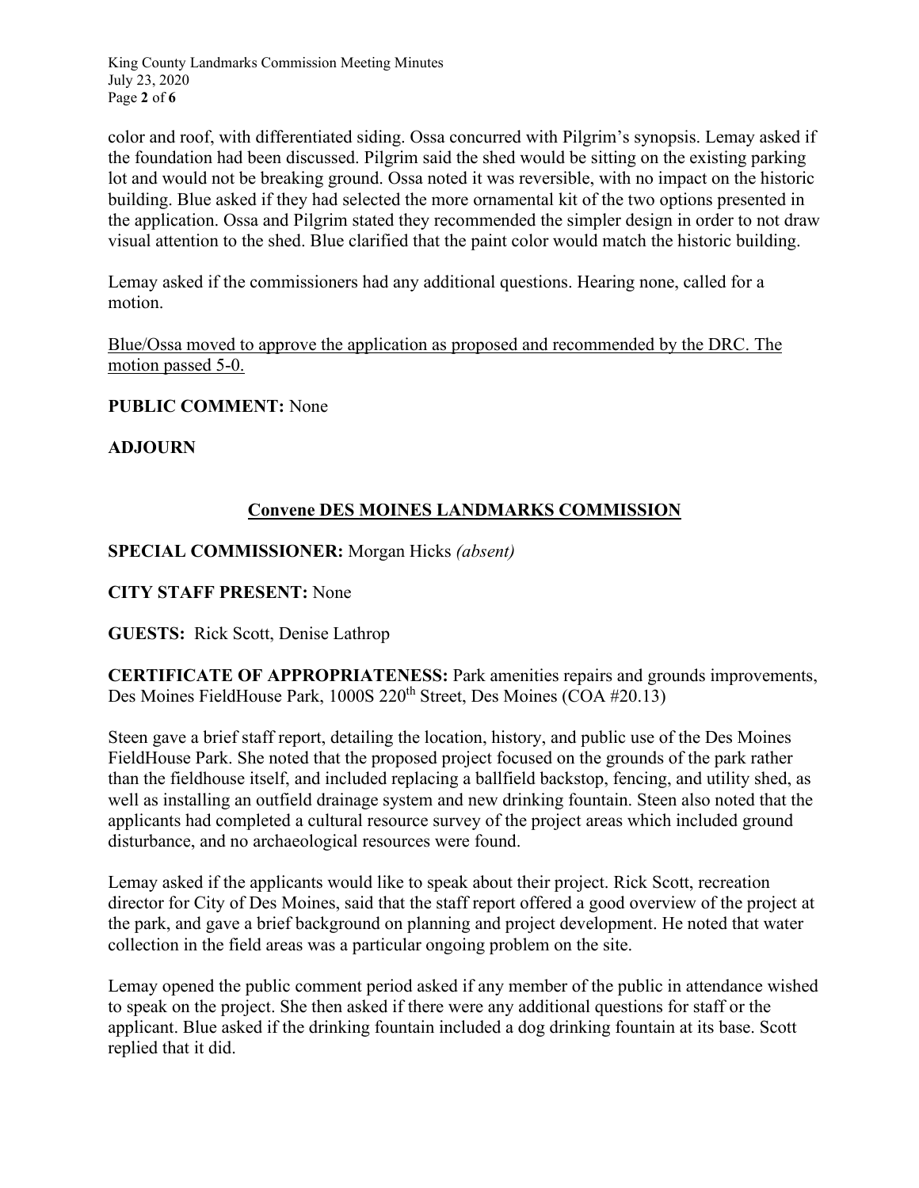color and roof, with differentiated siding. Ossa concurred with Pilgrim's synopsis. Lemay asked if the foundation had been discussed. Pilgrim said the shed would be sitting on the existing parking lot and would not be breaking ground. Ossa noted it was reversible, with no impact on the historic building. Blue asked if they had selected the more ornamental kit of the two options presented in the application. Ossa and Pilgrim stated they recommended the simpler design in order to not draw visual attention to the shed. Blue clarified that the paint color would match the historic building.

Lemay asked if the commissioners had any additional questions. Hearing none, called for a motion.

<u>Blue/Ossa moved to approve the application as proposed and recommended by the DRC. The motion passed 5-0.</u>

**PUBLIC COMMENT:** None

**ADJOURN**

## Convene DES MOINES LANDMARKS COMMISSION

**SPECIAL COMMISSIONER:** Morgan Hicks *(absent)*

**CITY STAFF PRESENT:** None

**GUESTS:** Rick Scott, Denise Lathrop

**CERTIFICATE OF APPROPRIATENESS:** Park amenities repairs and grounds improvements, Des Moines FieldHouse Park, 1000S 220th Street, Des Moines (COA #20.13)

Steen gave a brief staff report, detailing the location, history, and public use of the Des Moines FieldHouse Park. She noted that the proposed project focused on the grounds of the park rather than the fieldhouse itself, and included replacing a ballfield backstop, fencing, and utility shed, as well as installing an outfield drainage system and new drinking fountain. Steen also noted that the applicants had completed a cultural resource survey of the project areas which included ground disturbance, and no archaeological resources were found.

Lemay asked if the applicants would like to speak about their project. Rick Scott, recreation director for City of Des Moines, said that the staff report offered a good overview of the project at the park, and gave a brief background on planning and project development. He noted that water collection in the field areas was a particular ongoing problem on the site.

Lemay opened the public comment period asked if any member of the public in attendance wished to speak on the project. She then asked if there were any additional questions for staff or the applicant. Blue asked if the drinking fountain included a dog drinking fountain at its base. Scott replied that it did.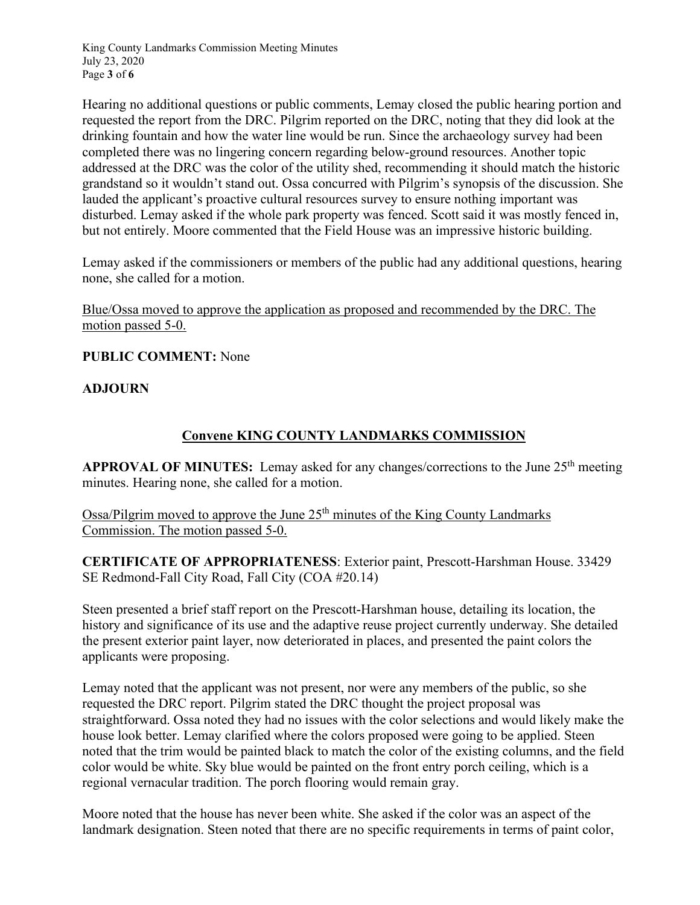Hearing no additional questions or public comments, Lemay closed the public hearing portion and requested the report from the DRC. Pilgrim reported on the DRC, noting that they did look at the drinking fountain and how the water line would be run. Since the archaeology survey had been completed there was no lingering concern regarding below-ground resources. Another topic addressed at the DRC was the color of the utility shed, recommending it should match the historic grandstand so it wouldn't stand out. Ossa concurred with Pilgrim's synopsis of the discussion. She lauded the applicant's proactive cultural resources survey to ensure nothing important was disturbed. Lemay asked if the whole park property was fenced. Scott said it was mostly fenced in, but not entirely. Moore commented that the Field House was an impressive historic building.

Lemay asked if the commissioners or members of the public had any additional questions, hearing none, she called for a motion.

<u>Blue/Ossa moved to approve the application as proposed and recommended by the DRC. The motion passed 5-0.</u>

**PUBLIC COMMENT:** None

**ADJOURN**

## <u>Convene KING COUNTY LANDMARKS COMMISSION</u>

**APPROVAL OF MINUTES:** Lemay asked for any changes/corrections to the June 25th meeting minutes. Hearing none, she called for a motion.

<u>Ossa/Pilgrim moved to approve the June 25th minutes of the King County Landmarks Commission. The motion passed 5-0.</u>

**CERTIFICATE OF APPROPRIATENESS**: Exterior paint, Prescott-Harshman House. 33429 SE Redmond-Fall City Road, Fall City (COA #20.14)

Steen presented a brief staff report on the Prescott-Harshman house, detailing its location, the history and significance of its use and the adaptive reuse project currently underway. She detailed the present exterior paint layer, now deteriorated in places, and presented the paint colors the applicants were proposing.

Lemay noted that the applicant was not present, nor were any members of the public, so she requested the DRC report. Pilgrim stated the DRC thought the project proposal was straightforward. Ossa noted they had no issues with the color selections and would likely make the house look better. Lemay clarified where the colors proposed were going to be applied. Steen noted that the trim would be painted black to match the color of the existing columns, and the field color would be white. Sky blue would be painted on the front entry porch ceiling, which is a regional vernacular tradition. The porch flooring would remain gray.

Moore noted that the house has never been white. She asked if the color was an aspect of the landmark designation. Steen noted that there are no specific requirements in terms of paint color,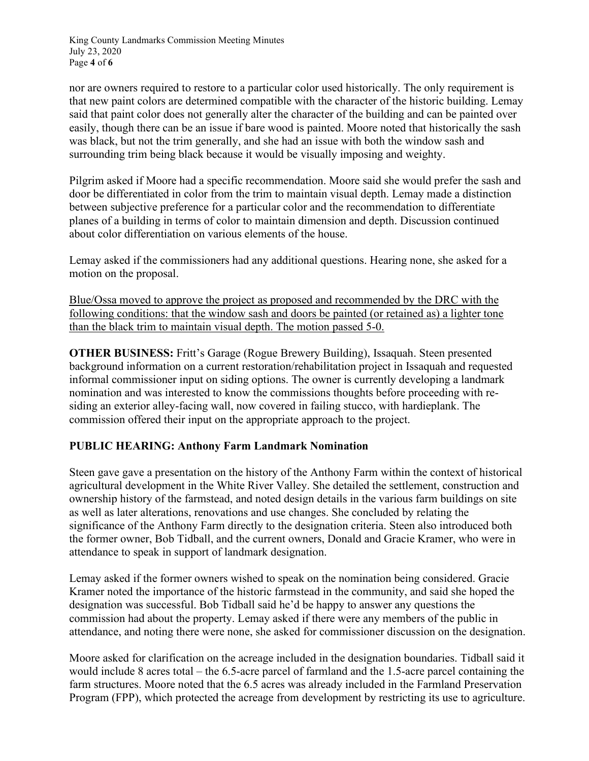nor are owners required to restore to a particular color used historically. The only requirement is that new paint colors are determined compatible with the character of the historic building. Lemay said that paint color does not generally alter the character of the building and can be painted over easily, though there can be an issue if bare wood is painted. Moore noted that historically the sash was black, but not the trim generally, and she had an issue with both the window sash and surrounding trim being black because it would be visually imposing and weighty.

Pilgrim asked if Moore had a specific recommendation. Moore said she would prefer the sash and door be differentiated in color from the trim to maintain visual depth. Lemay made a distinction between subjective preference for a particular color and the recommendation to differentiate planes of a building in terms of color to maintain dimension and depth. Discussion continued about color differentiation on various elements of the house.

Lemay asked if the commissioners had any additional questions. Hearing none, she asked for a motion on the proposal.

<u>Blue/Ossa moved to approve the project as proposed and recommended by the DRC with the following conditions: that the window sash and doors be painted (or retained as) a lighter tone than the black trim to maintain visual depth. The motion passed 5-0.</u>

**OTHER BUSINESS:** Fritt's Garage (Rogue Brewery Building), Issaquah. Steen presented background information on a current restoration/rehabilitation project in Issaquah and requested informal commissioner input on siding options. The owner is currently developing a landmark nomination and was interested to know the commissions thoughts before proceeding with re-siding an exterior alley-facing wall, now covered in failing stucco, with hardieplank. The commission offered their input on the appropriate approach to the project.

## PUBLIC HEARING: Anthony Farm Landmark Nomination

Steen gave gave a presentation on the history of the Anthony Farm within the context of historical agricultural development in the White River Valley. She detailed the settlement, construction and ownership history of the farmstead, and noted design details in the various farm buildings on site as well as later alterations, renovations and use changes. She concluded by relating the significance of the Anthony Farm directly to the designation criteria. Steen also introduced both the former owner, Bob Tidball, and the current owners, Donald and Gracie Kramer, who were in attendance to speak in support of landmark designation.

Lemay asked if the former owners wished to speak on the nomination being considered. Gracie Kramer noted the importance of the historic farmstead in the community, and said she hoped the designation was successful. Bob Tidball said he'd be happy to answer any questions the commission had about the property. Lemay asked if there were any members of the public in attendance, and noting there were none, she asked for commissioner discussion on the designation.

Moore asked for clarification on the acreage included in the designation boundaries. Tidball said it would include 8 acres total – the 6.5-acre parcel of farmland and the 1.5-acre parcel containing the farm structures. Moore noted that the 6.5 acres was already included in the Farmland Preservation Program (FPP), which protected the acreage from development by restricting its use to agriculture.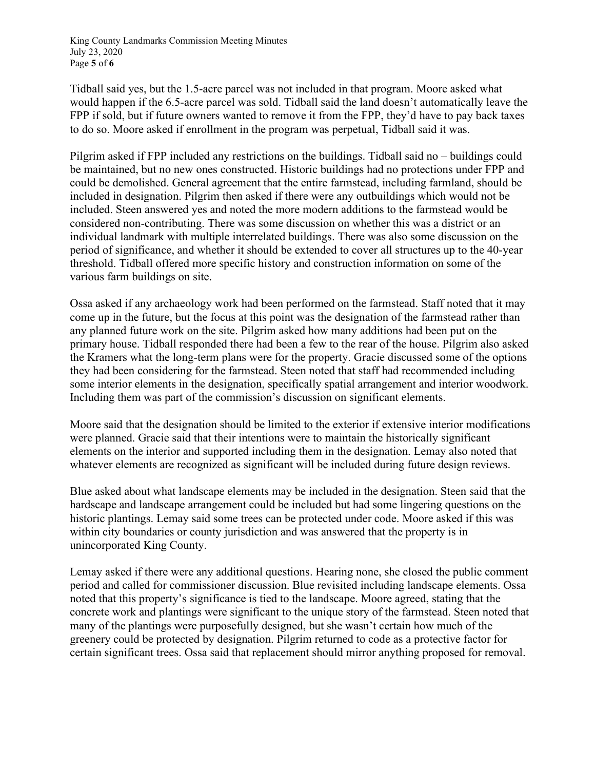Tidball said yes, but the 1.5-acre parcel was not included in that program. Moore asked what would happen if the 6.5-acre parcel was sold. Tidball said the land doesn't automatically leave the FPP if sold, but if future owners wanted to remove it from the FPP, they'd have to pay back taxes to do so. Moore asked if enrollment in the program was perpetual, Tidball said it was.

Pilgrim asked if FPP included any restrictions on the buildings. Tidball said no – buildings could be maintained, but no new ones constructed. Historic buildings had no protections under FPP and could be demolished. General agreement that the entire farmstead, including farmland, should be included in designation. Pilgrim then asked if there were any outbuildings which would not be included. Steen answered yes and noted the more modern additions to the farmstead would be considered non-contributing. There was some discussion on whether this was a district or an individual landmark with multiple interrelated buildings. There was also some discussion on the period of significance, and whether it should be extended to cover all structures up to the 40-year threshold. Tidball offered more specific history and construction information on some of the various farm buildings on site.

Ossa asked if any archaeology work had been performed on the farmstead. Staff noted that it may come up in the future, but the focus at this point was the designation of the farmstead rather than any planned future work on the site. Pilgrim asked how many additions had been put on the primary house. Tidball responded there had been a few to the rear of the house. Pilgrim also asked the Kramers what the long-term plans were for the property. Gracie discussed some of the options they had been considering for the farmstead. Steen noted that staff had recommended including some interior elements in the designation, specifically spatial arrangement and interior woodwork. Including them was part of the commission's discussion on significant elements.

Moore said that the designation should be limited to the exterior if extensive interior modifications were planned. Gracie said that their intentions were to maintain the historically significant elements on the interior and supported including them in the designation. Lemay also noted that whatever elements are recognized as significant will be included during future design reviews.

Blue asked about what landscape elements may be included in the designation. Steen said that the hardscape and landscape arrangement could be included but had some lingering questions on the historic plantings. Lemay said some trees can be protected under code. Moore asked if this was within city boundaries or county jurisdiction and was answered that the property is in unincorporated King County.

Lemay asked if there were any additional questions. Hearing none, she closed the public comment period and called for commissioner discussion. Blue revisited including landscape elements. Ossa noted that this property's significance is tied to the landscape. Moore agreed, stating that the concrete work and plantings were significant to the unique story of the farmstead. Steen noted that many of the plantings were purposefully designed, but she wasn't certain how much of the greenery could be protected by designation. Pilgrim returned to code as a protective factor for certain significant trees. Ossa said that replacement should mirror anything proposed for removal.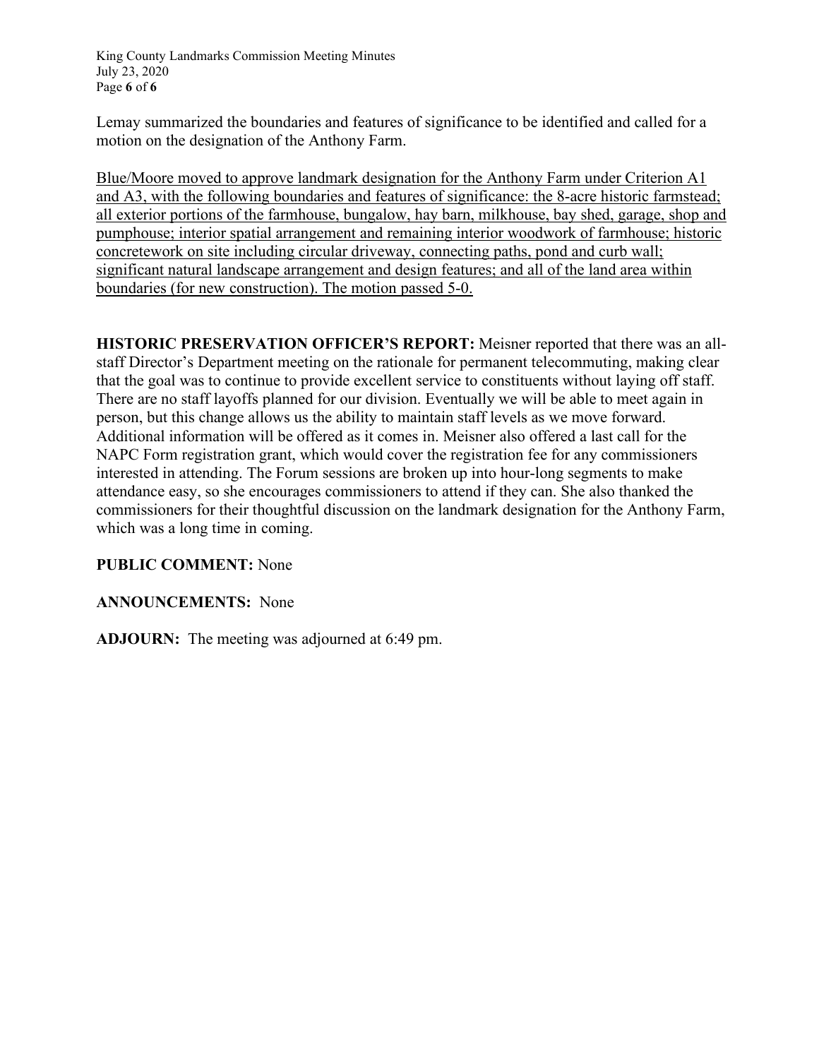Lemay summarized the boundaries and features of significance to be identified and called for a motion on the designation of the Anthony Farm.

<u>Blue/Moore moved to approve landmark designation for the Anthony Farm under Criterion A1 and A3, with the following boundaries and features of significance: the 8-acre historic farmstead; all exterior portions of the farmhouse, bungalow, hay barn, milkhouse, bay shed, garage, shop and pumphouse; interior spatial arrangement and remaining interior woodwork of farmhouse; historic concretework on site including circular driveway, connecting paths, pond and curb wall; significant natural landscape arrangement and design features; and all of the land area within boundaries (for new construction). The motion passed 5-0.</u>

**HISTORIC PRESERVATION OFFICER'S REPORT:** Meisner reported that there was an all-staff Director's Department meeting on the rationale for permanent telecommuting, making clear that the goal was to continue to provide excellent service to constituents without laying off staff. There are no staff layoffs planned for our division. Eventually we will be able to meet again in person, but this change allows us the ability to maintain staff levels as we move forward. Additional information will be offered as it comes in. Meisner also offered a last call for the NAPC Form registration grant, which would cover the registration fee for any commissioners interested in attending. The Forum sessions are broken up into hour-long segments to make attendance easy, so she encourages commissioners to attend if they can. She also thanked the commissioners for their thoughtful discussion on the landmark designation for the Anthony Farm, which was a long time in coming.

**PUBLIC COMMENT:** None

**ANNOUNCEMENTS:** None

**ADJOURN:** The meeting was adjourned at 6:49 pm.